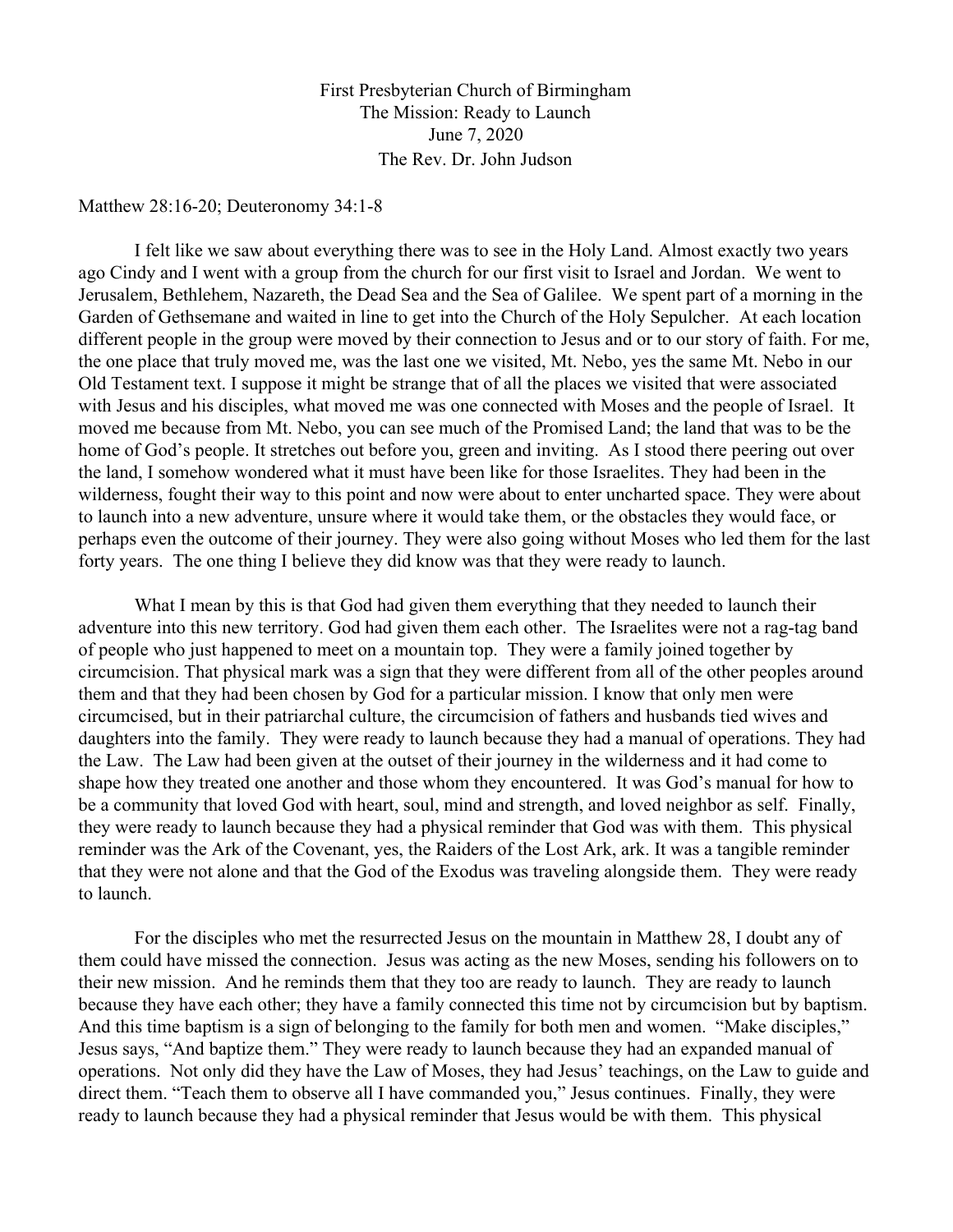First Presbyterian Church of Birmingham
The Mission: Ready to Launch
June 7, 2020
The Rev. Dr. John Judson

Matthew 28:16-20; Deuteronomy 34:1-8

I felt like we saw about everything there was to see in the Holy Land. Almost exactly two years ago Cindy and I went with a group from the church for our first visit to Israel and Jordan. We went to Jerusalem, Bethlehem, Nazareth, the Dead Sea and the Sea of Galilee. We spent part of a morning in the Garden of Gethsemane and waited in line to get into the Church of the Holy Sepulcher. At each location different people in the group were moved by their connection to Jesus and or to our story of faith. For me, the one place that truly moved me, was the last one we visited, Mt. Nebo, yes the same Mt. Nebo in our Old Testament text. I suppose it might be strange that of all the places we visited that were associated with Jesus and his disciples, what moved me was one connected with Moses and the people of Israel. It moved me because from Mt. Nebo, you can see much of the Promised Land; the land that was to be the home of God's people. It stretches out before you, green and inviting. As I stood there peering out over the land, I somehow wondered what it must have been like for those Israelites. They had been in the wilderness, fought their way to this point and now were about to enter uncharted space. They were about to launch into a new adventure, unsure where it would take them, or the obstacles they would face, or perhaps even the outcome of their journey. They were also going without Moses who led them for the last forty years. The one thing I believe they did know was that they were ready to launch.

What I mean by this is that God had given them everything that they needed to launch their adventure into this new territory. God had given them each other. The Israelites were not a rag-tag band of people who just happened to meet on a mountain top. They were a family joined together by circumcision. That physical mark was a sign that they were different from all of the other peoples around them and that they had been chosen by God for a particular mission. I know that only men were circumcised, but in their patriarchal culture, the circumcision of fathers and husbands tied wives and daughters into the family. They were ready to launch because they had a manual of operations. They had the Law. The Law had been given at the outset of their journey in the wilderness and it had come to shape how they treated one another and those whom they encountered. It was God's manual for how to be a community that loved God with heart, soul, mind and strength, and loved neighbor as self. Finally, they were ready to launch because they had a physical reminder that God was with them. This physical reminder was the Ark of the Covenant, yes, the Raiders of the Lost Ark, ark. It was a tangible reminder that they were not alone and that the God of the Exodus was traveling alongside them. They were ready to launch.

For the disciples who met the resurrected Jesus on the mountain in Matthew 28, I doubt any of them could have missed the connection. Jesus was acting as the new Moses, sending his followers on to their new mission. And he reminds them that they too are ready to launch. They are ready to launch because they have each other; they have a family connected this time not by circumcision but by baptism. And this time baptism is a sign of belonging to the family for both men and women. "Make disciples," Jesus says, "And baptize them." They were ready to launch because they had an expanded manual of operations. Not only did they have the Law of Moses, they had Jesus' teachings, on the Law to guide and direct them. "Teach them to observe all I have commanded you," Jesus continues. Finally, they were ready to launch because they had a physical reminder that Jesus would be with them. This physical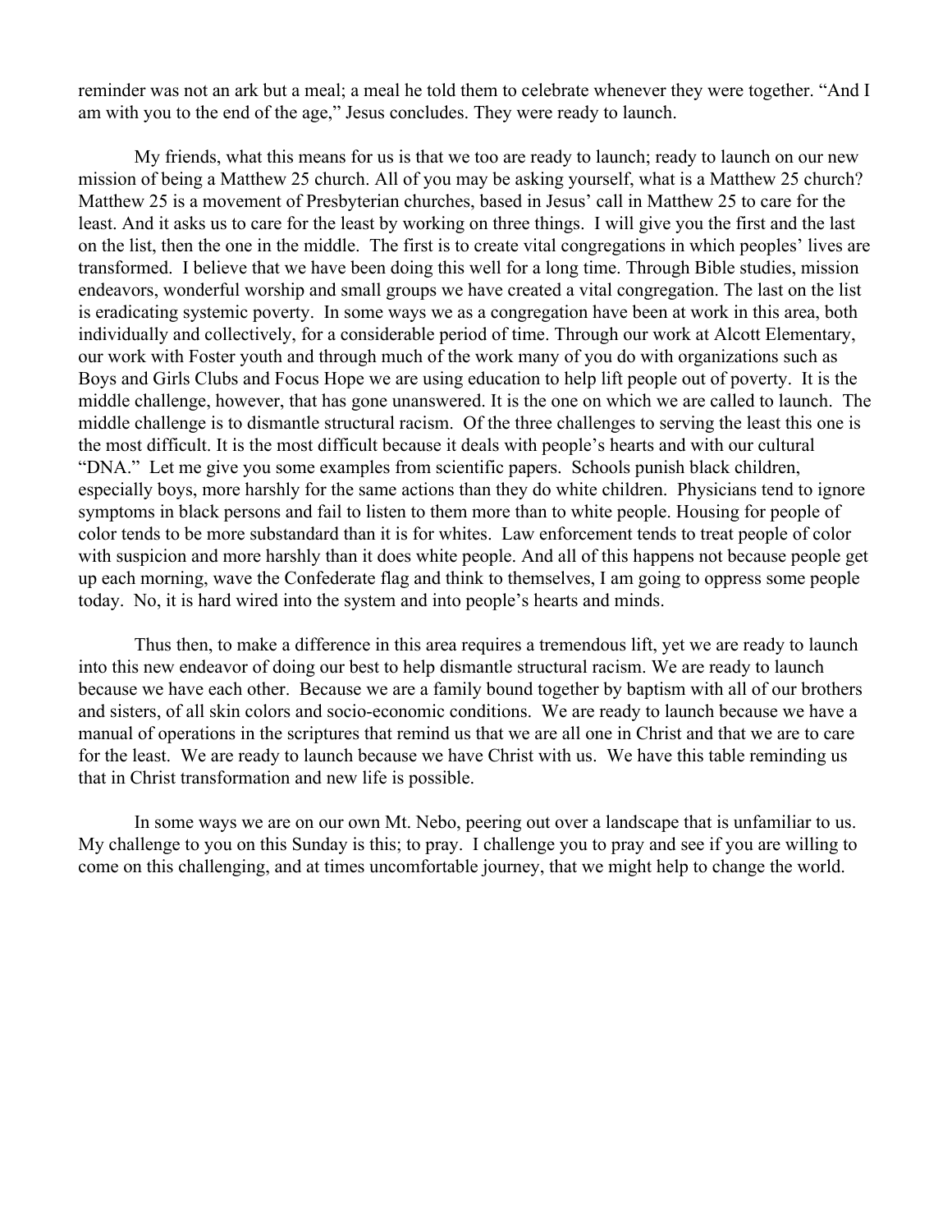reminder was not an ark but a meal; a meal he told them to celebrate whenever they were together. "And I am with you to the end of the age," Jesus concludes. They were ready to launch.

My friends, what this means for us is that we too are ready to launch; ready to launch on our new mission of being a Matthew 25 church. All of you may be asking yourself, what is a Matthew 25 church? Matthew 25 is a movement of Presbyterian churches, based in Jesus' call in Matthew 25 to care for the least. And it asks us to care for the least by working on three things. I will give you the first and the last on the list, then the one in the middle. The first is to create vital congregations in which peoples' lives are transformed. I believe that we have been doing this well for a long time. Through Bible studies, mission endeavors, wonderful worship and small groups we have created a vital congregation. The last on the list is eradicating systemic poverty. In some ways we as a congregation have been at work in this area, both individually and collectively, for a considerable period of time. Through our work at Alcott Elementary, our work with Foster youth and through much of the work many of you do with organizations such as Boys and Girls Clubs and Focus Hope we are using education to help lift people out of poverty. It is the middle challenge, however, that has gone unanswered. It is the one on which we are called to launch. The middle challenge is to dismantle structural racism. Of the three challenges to serving the least this one is the most difficult. It is the most difficult because it deals with people's hearts and with our cultural "DNA." Let me give you some examples from scientific papers. Schools punish black children, especially boys, more harshly for the same actions than they do white children. Physicians tend to ignore symptoms in black persons and fail to listen to them more than to white people. Housing for people of color tends to be more substandard than it is for whites. Law enforcement tends to treat people of color with suspicion and more harshly than it does white people. And all of this happens not because people get up each morning, wave the Confederate flag and think to themselves, I am going to oppress some people today. No, it is hard wired into the system and into people's hearts and minds.

Thus then, to make a difference in this area requires a tremendous lift, yet we are ready to launch into this new endeavor of doing our best to help dismantle structural racism. We are ready to launch because we have each other. Because we are a family bound together by baptism with all of our brothers and sisters, of all skin colors and socio-economic conditions. We are ready to launch because we have a manual of operations in the scriptures that remind us that we are all one in Christ and that we are to care for the least. We are ready to launch because we have Christ with us. We have this table reminding us that in Christ transformation and new life is possible.

In some ways we are on our own Mt. Nebo, peering out over a landscape that is unfamiliar to us. My challenge to you on this Sunday is this; to pray. I challenge you to pray and see if you are willing to come on this challenging, and at times uncomfortable journey, that we might help to change the world.